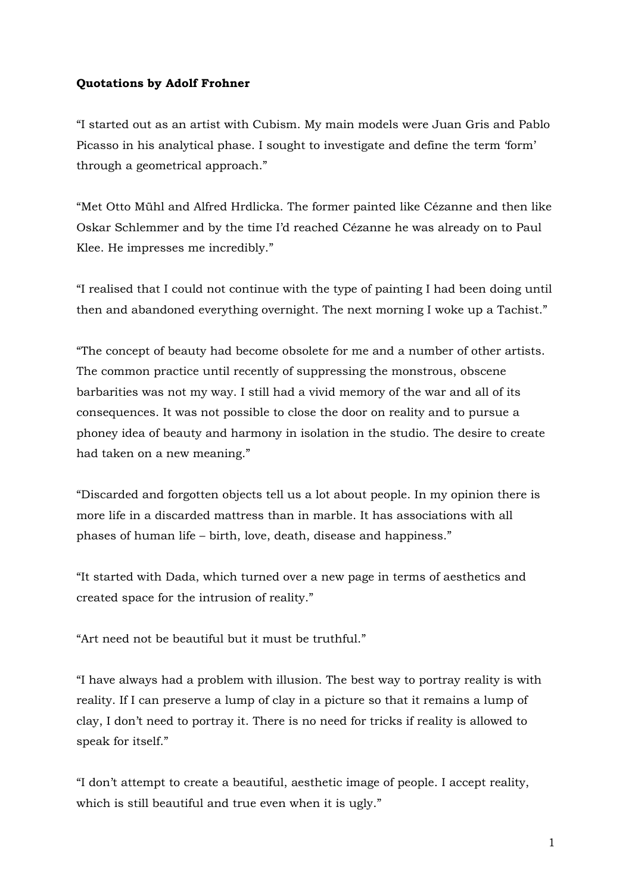**Quotations by Adolf Frohner**

"I started out as an artist with Cubism. My main models were Juan Gris and Pablo Picasso in his analytical phase. I sought to investigate and define the term 'form' through a geometrical approach."

"Met Otto Mühl and Alfred Hrdlicka. The former painted like Cézanne and then like Oskar Schlemmer and by the time I'd reached Cézanne he was already on to Paul Klee. He impresses me incredibly."

"I realised that I could not continue with the type of painting I had been doing until then and abandoned everything overnight. The next morning I woke up a Tachist."

"The concept of beauty had become obsolete for me and a number of other artists. The common practice until recently of suppressing the monstrous, obscene barbarities was not my way. I still had a vivid memory of the war and all of its consequences. It was not possible to close the door on reality and to pursue a phoney idea of beauty and harmony in isolation in the studio. The desire to create had taken on a new meaning."

"Discarded and forgotten objects tell us a lot about people. In my opinion there is more life in a discarded mattress than in marble. It has associations with all phases of human life – birth, love, death, disease and happiness."

"It started with Dada, which turned over a new page in terms of aesthetics and created space for the intrusion of reality."

"Art need not be beautiful but it must be truthful."

"I have always had a problem with illusion. The best way to portray reality is with reality. If I can preserve a lump of clay in a picture so that it remains a lump of clay, I don't need to portray it. There is no need for tricks if reality is allowed to speak for itself."

"I don't attempt to create a beautiful, aesthetic image of people. I accept reality, which is still beautiful and true even when it is ugly."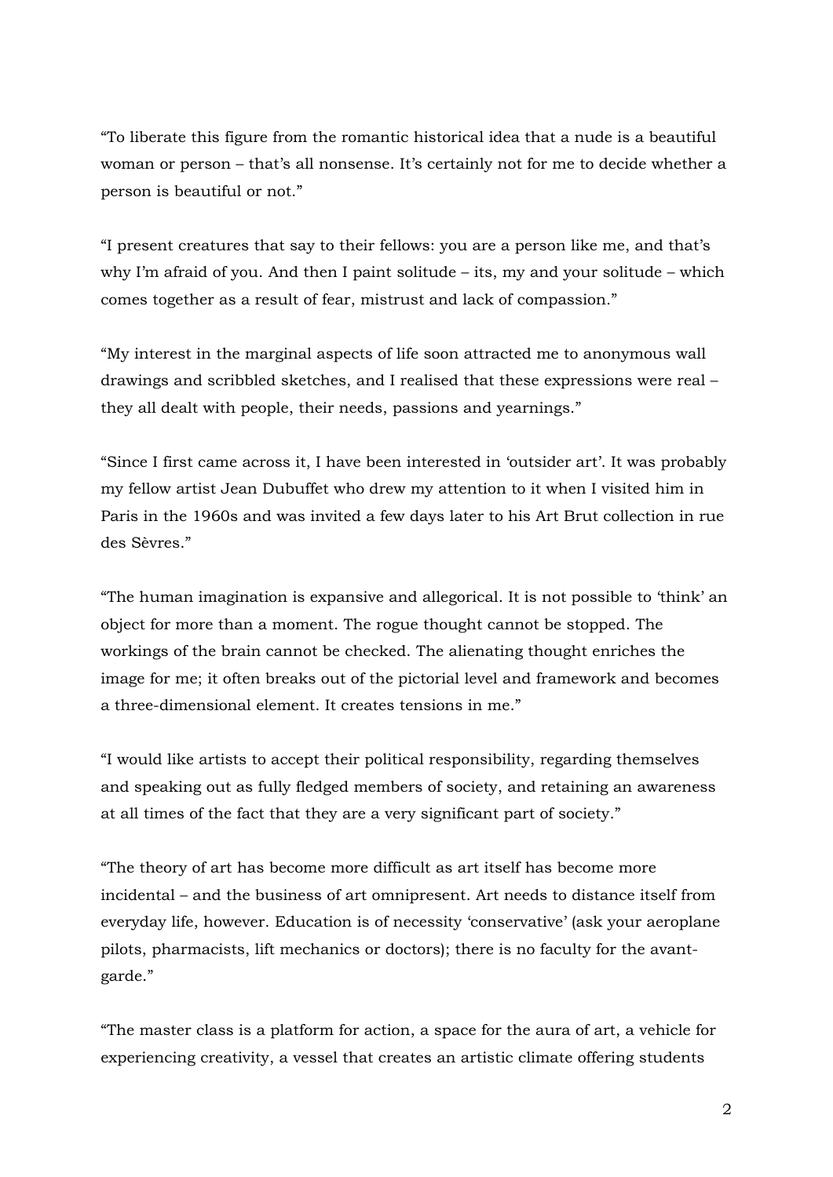"To liberate this figure from the romantic historical idea that a nude is a beautiful woman or person – that's all nonsense. It's certainly not for me to decide whether a person is beautiful or not."

"I present creatures that say to their fellows: you are a person like me, and that's why I'm afraid of you. And then I paint solitude – its, my and your solitude – which comes together as a result of fear, mistrust and lack of compassion."

"My interest in the marginal aspects of life soon attracted me to anonymous wall drawings and scribbled sketches, and I realised that these expressions were real – they all dealt with people, their needs, passions and yearnings."

"Since I first came across it, I have been interested in 'outsider art'. It was probably my fellow artist Jean Dubuffet who drew my attention to it when I visited him in Paris in the 1960s and was invited a few days later to his Art Brut collection in rue des Sèvres."

"The human imagination is expansive and allegorical. It is not possible to 'think' an object for more than a moment. The rogue thought cannot be stopped. The workings of the brain cannot be checked. The alienating thought enriches the image for me; it often breaks out of the pictorial level and framework and becomes a three-dimensional element. It creates tensions in me."

"I would like artists to accept their political responsibility, regarding themselves and speaking out as fully fledged members of society, and retaining an awareness at all times of the fact that they are a very significant part of society."

"The theory of art has become more difficult as art itself has become more incidental – and the business of art omnipresent. Art needs to distance itself from everyday life, however. Education is of necessity 'conservative' (ask your aeroplane pilots, pharmacists, lift mechanics or doctors); there is no faculty for the avant-garde."

"The master class is a platform for action, a space for the aura of art, a vehicle for experiencing creativity, a vessel that creates an artistic climate offering students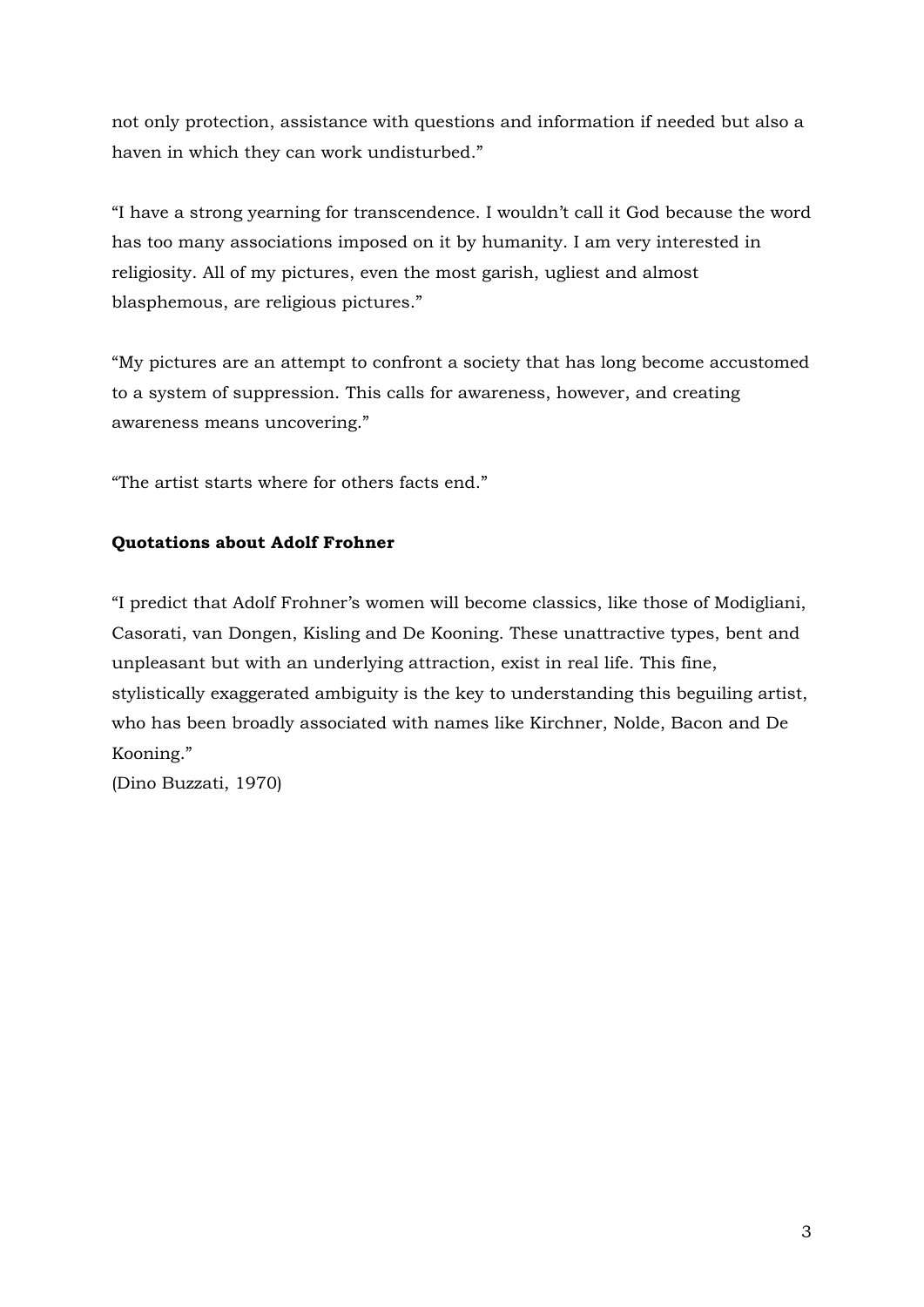not only protection, assistance with questions and information if needed but also a haven in which they can work undisturbed."

"I have a strong yearning for transcendence. I wouldn't call it God because the word has too many associations imposed on it by humanity. I am very interested in religiosity. All of my pictures, even the most garish, ugliest and almost blasphemous, are religious pictures."

"My pictures are an attempt to confront a society that has long become accustomed to a system of suppression. This calls for awareness, however, and creating awareness means uncovering."

"The artist starts where for others facts end."

**Quotations about Adolf Frohner**

"I predict that Adolf Frohner's women will become classics, like those of Modigliani, Casorati, van Dongen, Kisling and De Kooning. These unattractive types, bent and unpleasant but with an underlying attraction, exist in real life. This fine, stylistically exaggerated ambiguity is the key to understanding this beguiling artist, who has been broadly associated with names like Kirchner, Nolde, Bacon and De Kooning."
(Dino Buzzati, 1970)